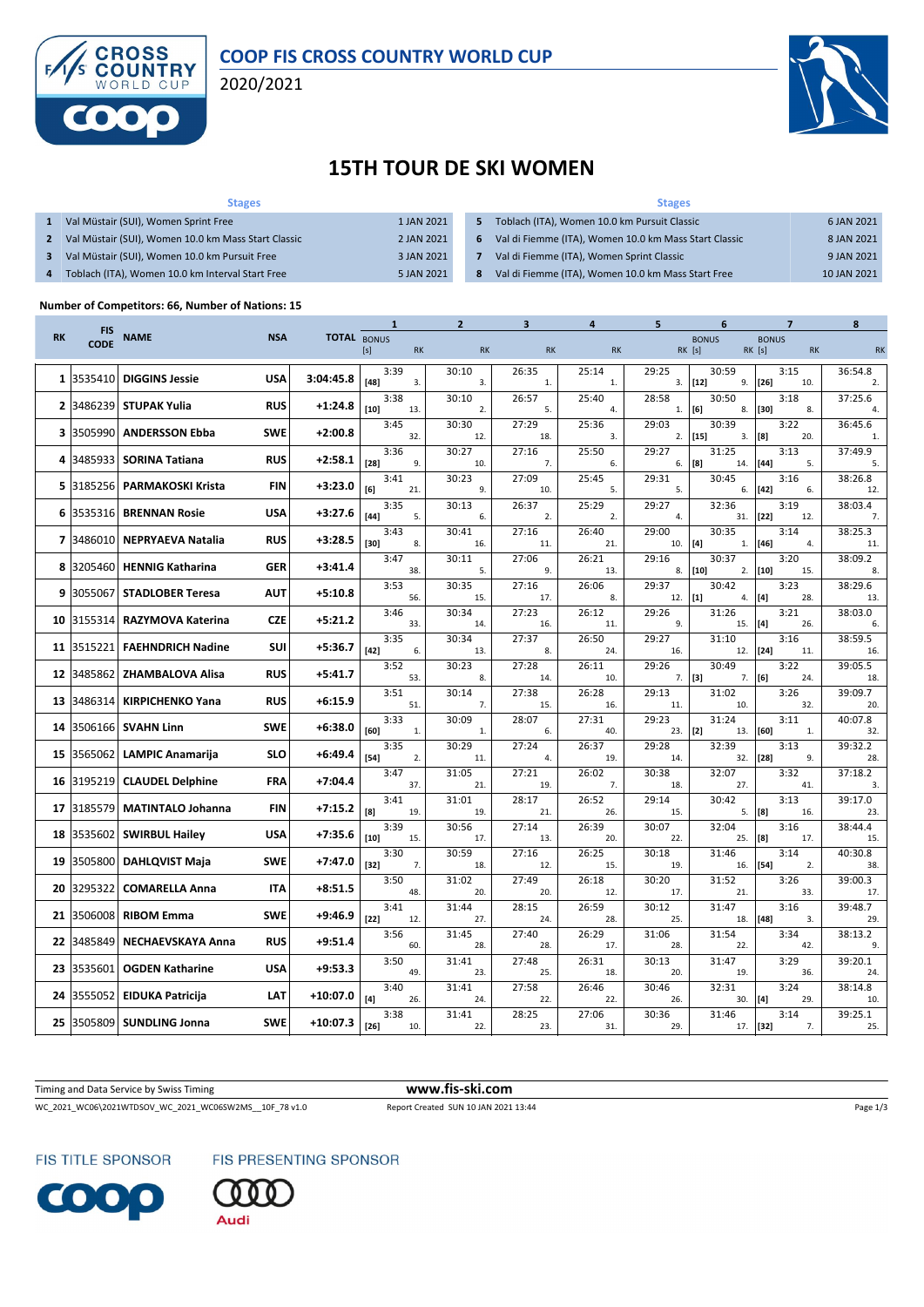# COOP FIS CROSS COUNTRY WORLD CUP

2020/2021

## 15TH TOUR DE SKI WOMEN

| | Stages | | | Stages | |
|---|---|---|---|---|---|
| 1 | Val Müstair (SUI), Women Sprint Free | 1 JAN 2021 | 5 | Toblach (ITA), Women 10.0 km Pursuit Classic | 6 JAN 2021 |
| 2 | Val Müstair (SUI), Women 10.0 km Mass Start Classic | 2 JAN 2021 | 6 | Val di Fiemme (ITA), Women 10.0 km Mass Start Classic | 8 JAN 2021 |
| 3 | Val Müstair (SUI), Women 10.0 km Pursuit Free | 3 JAN 2021 | 7 | Val di Fiemme (ITA), Women Sprint Classic | 9 JAN 2021 |
| 4 | Toblach (ITA), Women 10.0 km Interval Start Free | 5 JAN 2021 | 8 | Val di Fiemme (ITA), Women 10.0 km Mass Start Free | 10 JAN 2021 |

**Number of Competitors: 66, Number of Nations: 15**

| RK | FIS CODE | NAME | NSA | TOTAL | 1 BONUS [s] | 1 | 1 RK | 2 | 2 RK | 3 | 3 RK | 4 | 4 RK | 5 | 5 RK | 6 BONUS [s] | 6 | 6 RK | 7 BONUS [s] | 7 | 7 RK | 8 | 8 RK |
|---|---|---|---|---|---|---|---|---|---|---|---|---|---|---|---|---|---|---|---|---|---|---|---|
| 1 | 3535410 | DIGGINS Jessie | USA | 3:04:45.8 | [48] | 3:39 | 3. | 30:10 | 3. | 26:35 | 1. | 25:14 | 1. | 29:25 | 3. | [12] | 30:59 | 9. | [26] | 3:15 | 10. | 36:54.8 | 2. |
| 2 | 3486239 | STUPAK Yulia | RUS | +1:24.8 | [10] | 3:38 | 13. | 30:10 | 2. | 26:57 | 5. | 25:40 | 4. | 28:58 | 1. | [6] | 30:50 | 8. | [30] | 3:18 | 8. | 37:25.6 | 4. |
| 3 | 3505990 | ANDERSSON Ebba | SWE | +2:00.8 | | 3:45 | 32. | 30:30 | 12. | 27:29 | 18. | 25:36 | 3. | 29:03 | 2. | [15] | 30:39 | 3. | [8] | 3:22 | 20. | 36:45.6 | 1. |
| 4 | 3485933 | SORINA Tatiana | RUS | +2:58.1 | [28] | 3:36 | 9. | 30:27 | 10. | 27:16 | 7. | 25:50 | 6. | 29:27 | 6. | [8] | 31:25 | 14. | [44] | 3:13 | 5. | 37:49.9 | 5. |
| 5 | 3185256 | PARMAKOSKI Krista | FIN | +3:23.0 | [6] | 3:41 | 21. | 30:23 | 9. | 27:09 | 10. | 25:45 | 5. | 29:31 | 5. | | 30:45 | 6. | [42] | 3:16 | 6. | 38:26.8 | 12. |
| 6 | 3535316 | BRENNAN Rosie | USA | +3:27.6 | [44] | 3:35 | 5. | 30:13 | 6. | 26:37 | 2. | 25:29 | 2. | 29:27 | 4. | | 32:36 | 31. | [22] | 3:19 | 12. | 38:03.4 | 7. |
| 7 | 3486010 | NEPRYAEVA Natalia | RUS | +3:28.5 | [30] | 3:43 | 8. | 30:41 | 16. | 27:16 | 11. | 26:40 | 21. | 29:00 | 10. | [4] | 30:35 | 1. | [46] | 3:14 | 4. | 38:25.3 | 11. |
| 8 | 3205460 | HENNIG Katharina | GER | +3:41.4 | | 3:47 | 38. | 30:11 | 5. | 27:06 | 9. | 26:21 | 13. | 29:16 | 8. | [10] | 30:37 | 2. | [10] | 3:20 | 15. | 38:09.2 | 8. |
| 9 | 3055067 | STADLOBER Teresa | AUT | +5:10.8 | | 3:53 | 56. | 30:35 | 15. | 27:16 | 17. | 26:06 | 8. | 29:37 | 12. | [1] | 30:42 | 4. | [4] | 3:23 | 28. | 38:29.6 | 13. |
| 10 | 3155314 | RAZYMOVA Katerina | CZE | +5:21.2 | | 3:46 | 33. | 30:34 | 14. | 27:23 | 16. | 26:12 | 11. | 29:26 | 9. | | 31:26 | 15. | [4] | 3:21 | 26. | 38:03.0 | 6. |
| 11 | 3515221 | FAEHNDRICH Nadine | SUI | +5:36.7 | [42] | 3:35 | 6. | 30:34 | 13. | 27:37 | 8. | 26:50 | 24. | 29:27 | 16. | | 31:10 | 12. | [24] | 3:16 | 11. | 38:59.5 | 16. |
| 12 | 3485862 | ZHAMBALOVA Alisa | RUS | +5:41.7 | | 3:52 | 53. | 30:23 | 8. | 27:28 | 14. | 26:11 | 10. | 29:26 | 7. | [3] | 30:49 | 7. | [6] | 3:22 | 24. | 39:05.5 | 18. |
| 13 | 3486314 | KIRPICHENKO Yana | RUS | +6:15.9 | | 3:51 | 51. | 30:14 | 7. | 27:38 | 15. | 26:28 | 16. | 29:13 | 11. | | 31:02 | 10. | | 3:26 | 32. | 39:09.7 | 20. |
| 14 | 3506166 | SVAHN Linn | SWE | +6:38.0 | [60] | 3:33 | 1. | 30:09 | 1. | 28:07 | 6. | 27:31 | 40. | 29:23 | 23. | [2] | 31:24 | 13. | [60] | 3:11 | 1. | 40:07.8 | 32. |
| 15 | 3565062 | LAMPIC Anamarija | SLO | +6:49.4 | [54] | 3:35 | 2. | 30:29 | 11. | 27:24 | 4. | 26:37 | 19. | 29:28 | 14. | | 32:39 | 32. | [28] | 3:13 | 9. | 39:32.2 | 28. |
| 16 | 3195219 | CLAUDEL Delphine | FRA | +7:04.4 | | 3:47 | 37. | 31:05 | 21. | 27:21 | 19. | 26:02 | 7. | 30:38 | 18. | | 32:07 | 27. | | 3:32 | 41. | 37:18.2 | 3. |
| 17 | 3185579 | MATINTALO Johanna | FIN | +7:15.2 | [8] | 3:41 | 19. | 31:01 | 19. | 28:17 | 21. | 26:52 | 26. | 29:14 | 15. | | 30:42 | 5. | [8] | 3:13 | 16. | 39:17.0 | 23. |
| 18 | 3535602 | SWIRBUL Hailey | USA | +7:35.6 | [10] | 3:39 | 15. | 30:56 | 17. | 27:14 | 13. | 26:39 | 20. | 30:07 | 22. | | 32:04 | 25. | [8] | 3:16 | 17. | 38:44.4 | 15. |
| 19 | 3505800 | DAHLQVIST Maja | SWE | +7:47.0 | [32] | 3:30 | 7. | 30:59 | 18. | 27:16 | 12. | 26:25 | 15. | 30:18 | 19. | | 31:46 | 16. | [54] | 3:14 | 2. | 40:30.8 | 38. |
| 20 | 3295322 | COMARELLA Anna | ITA | +8:51.5 | | 3:50 | 48. | 31:02 | 20. | 27:49 | 20. | 26:18 | 12. | 30:20 | 17. | | 31:52 | 21. | | 3:26 | 33. | 39:00.3 | 17. |
| 21 | 3506008 | RIBOM Emma | SWE | +9:46.9 | [22] | 3:41 | 12. | 31:44 | 27. | 28:15 | 24. | 26:59 | 28. | 30:12 | 25. | | 31:47 | 18. | [48] | 3:16 | 3. | 39:48.7 | 29. |
| 22 | 3485849 | NECHAEVSKAYA Anna | RUS | +9:51.4 | | 3:56 | 60. | 31:45 | 28. | 27:40 | 28. | 26:29 | 17. | 31:06 | 28. | | 31:54 | 22. | | 3:34 | 42. | 38:13.2 | 9. |
| 23 | 3535601 | OGDEN Katharine | USA | +9:53.3 | | 3:50 | 49. | 31:41 | 23. | 27:48 | 25. | 26:31 | 18. | 30:13 | 20. | | 31:47 | 19. | | 3:29 | 36. | 39:20.1 | 24. |
| 24 | 3555052 | EIDUKA Patricija | LAT | +10:07.0 | [4] | 3:40 | 26. | 31:41 | 24. | 27:58 | 22. | 26:46 | 22. | 30:46 | 26. | | 32:31 | 30. | [4] | 3:24 | 29. | 38:14.8 | 10. |
| 25 | 3505809 | SUNDLING Jonna | SWE | +10:07.3 | [26] | 3:38 | 10. | 31:41 | 22. | 28:25 | 23. | 27:06 | 31. | 30:36 | 29. | | 31:46 | 17. | [32] | 3:14 | 7. | 39:25.1 | 25. |

Timing and Data Service by Swiss Timing    www.fis-ski.com

WC_2021_WC06\2021WTDSOV_WC_2021_WC06SW2MS__10F_78 v1.0    Report Created SUN 10 JAN 2021 13:44

FIS TITLE SPONSOR    FIS PRESENTING SPONSOR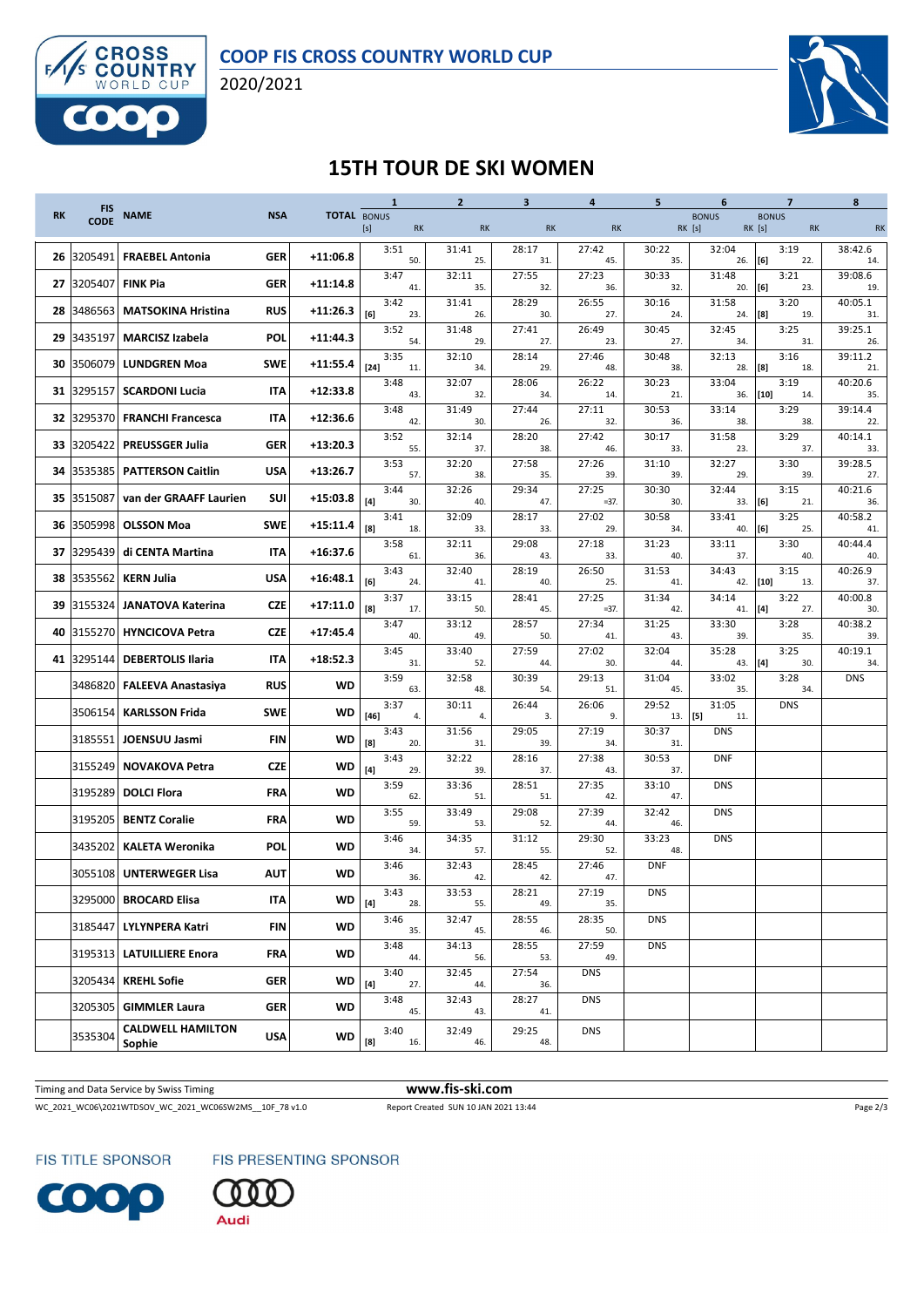# 15TH TOUR DE SKI WOMEN

| RK | FIS CODE | NAME | NSA | TOTAL | 1 BONUS [s] | 1 RK | 2 RK | 3 RK | 4 RK | 5 RK | 6 BONUS | 6 RK [s] | 7 BONUS RK [s] | 7 RK | 8 RK |
|---|---|---|---|---|---|---|---|---|---|---|---|---|---|---|---|
| 26 | 3205491 | FRAEBEL Antonia | GER | +11:06.8 | | 3:51 50. | 31:41 25. | 28:17 31. | 27:42 45. | 30:22 35. | | 32:04 26. | [6] | 3:19 22. | 38:42.6 14. |
| 27 | 3205407 | FINK Pia | GER | +11:14.8 | | 3:47 41. | 32:11 35. | 27:55 32. | 27:23 36. | 30:33 32. | | 31:48 20. | [6] | 3:21 23. | 39:08.6 19. |
| 28 | 3486563 | MATSOKINA Hristina | RUS | +11:26.3 | [6] | 3:42 23. | 31:41 26. | 28:29 30. | 26:55 27. | 30:16 24. | | 31:58 24. | [8] | 3:20 19. | 40:05.1 31. |
| 29 | 3435197 | MARCISZ Izabela | POL | +11:44.3 | | 3:52 54. | 31:48 29. | 27:41 27. | 26:49 23. | 30:45 27. | | 32:45 34. | | 3:25 31. | 39:25.1 26. |
| 30 | 3506079 | LUNDGREN Moa | SWE | +11:55.4 | [24] | 3:35 11. | 32:10 34. | 28:14 29. | 27:46 48. | 30:48 38. | | 32:13 28. | [8] | 3:16 18. | 39:11.2 21. |
| 31 | 3295157 | SCARDONI Lucia | ITA | +12:33.8 | | 3:48 43. | 32:07 32. | 28:06 34. | 26:22 14. | 30:23 21. | | 33:04 36. | [10] | 3:19 14. | 40:20.6 35. |
| 32 | 3295370 | FRANCHI Francesca | ITA | +12:36.6 | | 3:48 42. | 31:49 30. | 27:44 26. | 27:11 32. | 30:53 36. | | 33:14 38. | | 3:29 38. | 39:14.4 22. |
| 33 | 3205422 | PREUSSGER Julia | GER | +13:20.3 | | 3:52 55. | 32:14 37. | 28:20 38. | 27:42 46. | 30:17 33. | | 31:58 23. | | 3:29 37. | 40:14.1 33. |
| 34 | 3535385 | PATTERSON Caitlin | USA | +13:26.7 | | 3:53 57. | 32:20 38. | 27:58 35. | 27:26 39. | 31:10 39. | | 32:27 29. | | 3:30 39. | 39:28.5 27. |
| 35 | 3515087 | van der GRAAFF Laurien | SUI | +15:03.8 | [4] | 3:44 30. | 32:26 40. | 29:34 47. | 27:25 =37. | 30:30 30. | | 32:44 33. | [6] | 3:15 21. | 40:21.6 36. |
| 36 | 3505998 | OLSSON Moa | SWE | +15:11.4 | [8] | 3:41 18. | 32:09 33. | 28:17 33. | 27:02 29. | 30:58 34. | | 33:41 40. | [6] | 3:25 25. | 40:58.2 41. |
| 37 | 3295439 | di CENTA Martina | ITA | +16:37.6 | | 3:58 61. | 32:11 36. | 29:08 43. | 27:18 33. | 31:23 40. | | 33:11 37. | | 3:30 40. | 40:44.4 40. |
| 38 | 3535562 | KERN Julia | USA | +16:48.1 | [6] | 3:43 24. | 32:40 41. | 28:19 40. | 26:50 25. | 31:53 41. | | 34:43 42. | [10] | 3:15 13. | 40:26.9 37. |
| 39 | 3155324 | JANATOVA Katerina | CZE | +17:11.0 | [8] | 3:37 17. | 33:15 50. | 28:41 45. | 27:25 =37. | 31:34 42. | | 34:14 41. | [4] | 3:22 27. | 40:00.8 30. |
| 40 | 3155270 | HYNCICOVA Petra | CZE | +17:45.4 | | 3:47 40. | 33:12 49. | 28:57 50. | 27:34 41. | 31:25 43. | | 33:30 39. | | 3:28 35. | 40:38.2 39. |
| 41 | 3295144 | DEBERTOLIS Ilaria | ITA | +18:52.3 | | 3:45 31. | 33:40 52. | 27:59 44. | 27:02 30. | 32:04 44. | | 35:28 43. | [4] | 3:25 30. | 40:19.1 34. |
| | 3486820 | FALEEVA Anastasiya | RUS | WD | | 3:59 63. | 32:58 48. | 30:39 54. | 29:13 51. | 31:04 45. | | 33:02 35. | | 3:28 34. | DNS |
| | 3506154 | KARLSSON Frida | SWE | WD | [46] | 3:37 4. | 30:11 4. | 26:44 3. | 26:06 9. | 29:52 13. | [5] | 31:05 11. | | DNS | |
| | 3185551 | JOENSUU Jasmi | FIN | WD | [8] | 3:43 20. | 31:56 31. | 29:05 39. | 27:19 34. | 30:37 31. | | DNS | | | |
| | 3155249 | NOVAKOVA Petra | CZE | WD | [4] | 3:43 29. | 32:22 39. | 28:16 37. | 27:38 43. | 30:53 37. | | DNF | | | |
| | 3195289 | DOLCI Flora | FRA | WD | | 3:59 62. | 33:36 51. | 28:51 51. | 27:35 42. | 33:10 47. | | DNS | | | |
| | 3195205 | BENTZ Coralie | FRA | WD | | 3:55 59. | 33:49 53. | 29:08 52. | 27:39 44. | 32:42 46. | | DNS | | | |
| | 3435202 | KALETA Weronika | POL | WD | | 3:46 34. | 34:35 57. | 31:12 55. | 29:30 52. | 33:23 48. | | DNS | | | |
| | 3055108 | UNTERWEGER Lisa | AUT | WD | | 3:46 36. | 32:43 42. | 28:45 42. | 27:46 47. | DNF | | | | | |
| | 3295000 | BROCARD Elisa | ITA | WD | [4] | 3:43 28. | 33:53 55. | 28:21 49. | 27:19 35. | DNS | | | | | |
| | 3185447 | LYLYNPERA Katri | FIN | WD | | 3:46 35. | 32:47 45. | 28:55 46. | 28:35 50. | DNS | | | | | |
| | 3195313 | LATUILLIERE Enora | FRA | WD | | 3:48 44. | 34:13 56. | 28:55 53. | 27:59 49. | DNS | | | | | |
| | 3205434 | KREHL Sofie | GER | WD | [4] | 3:40 27. | 32:45 44. | 27:54 36. | DNS | | | | | | |
| | 3205305 | GIMMLER Laura | GER | WD | | 3:48 45. | 32:43 43. | 28:27 41. | DNS | | | | | | |
| | 3535304 | CALDWELL HAMILTON Sophie | USA | WD | [8] | 3:40 16. | 32:49 46. | 29:25 48. | DNS | | | | | | |

Timing and Data Service by Swiss Timing www.fis-ski.com

WC_2021_WC06\2021WTDSOV_WC_2021_WC06SW2MS__10F_78 v1.0 Report Created SUN 10 JAN 2021 13:44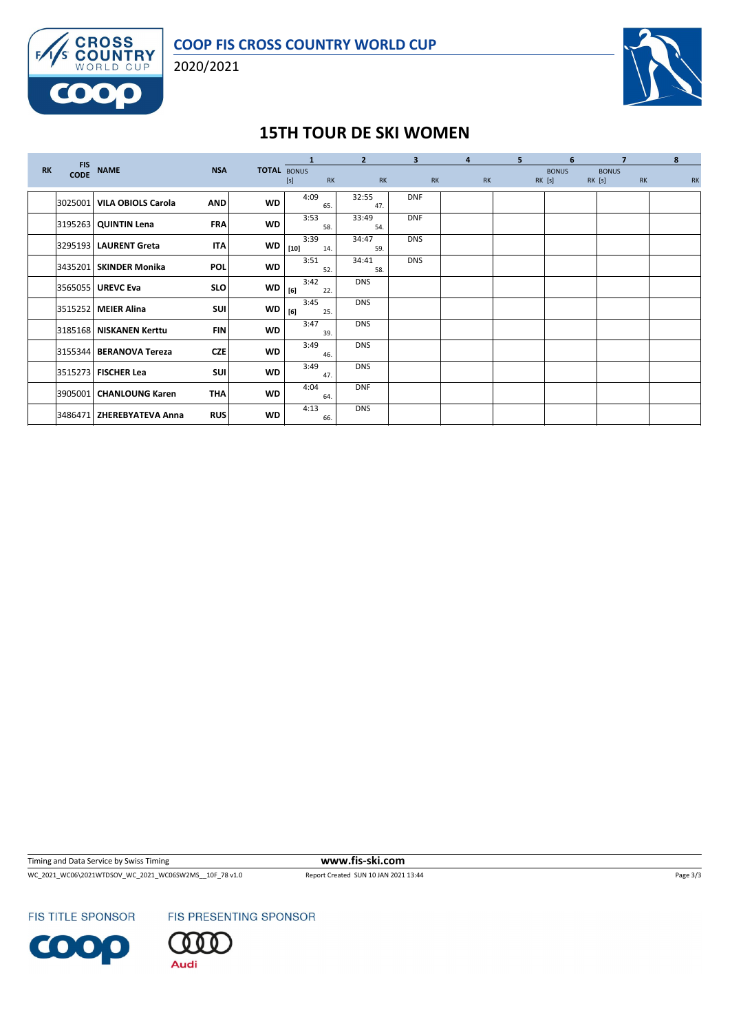# COOP FIS CROSS COUNTRY WORLD CUP

2020/2021

## 15TH TOUR DE SKI WOMEN

| RK | FIS CODE | NAME | NSA | TOTAL | 1 BONUS [s] | 1 RK | 2 RK | 3 RK | 4 RK | 5 RK | 6 BONUS RK [s] | 7 BONUS RK [s] | 7 RK | 8 RK |
|---|---|---|---|---|---|---|---|---|---|---|---|---|---|---|
| | 3025001 | VILA OBIOLS Carola | AND | WD | | 4:09 65. | 32:55 47. | DNF | | | | | | |
| | 3195263 | QUINTIN Lena | FRA | WD | | 3:53 58. | 33:49 54. | DNF | | | | | | |
| | 3295193 | LAURENT Greta | ITA | WD | [10] | 3:39 14. | 34:47 59. | DNS | | | | | | |
| | 3435201 | SKINDER Monika | POL | WD | | 3:51 52. | 34:41 58. | DNS | | | | | | |
| | 3565055 | UREVC Eva | SLO | WD | [6] | 3:42 22. | DNS | | | | | | | |
| | 3515252 | MEIER Alina | SUI | WD | [6] | 3:45 25. | DNS | | | | | | | |
| | 3185168 | NISKANEN Kerttu | FIN | WD | | 3:47 39. | DNS | | | | | | | |
| | 3155344 | BERANOVA Tereza | CZE | WD | | 3:49 46. | DNS | | | | | | | |
| | 3515273 | FISCHER Lea | SUI | WD | | 3:49 47. | DNS | | | | | | | |
| | 3905001 | CHANLOUNG Karen | THA | WD | | 4:04 64. | DNF | | | | | | | |
| | 3486471 | ZHEREBYATEVA Anna | RUS | WD | | 4:13 66. | DNS | | | | | | | |

Timing and Data Service by Swiss Timing **www.fis-ski.com**

WC_2021_WC06\2021WTDSOV_WC_2021_WC06SW2MS__10F_78 v1.0 Report Created SUN 10 JAN 2021 13:44

FIS TITLE SPONSOR FIS PRESENTING SPONSOR

Audi